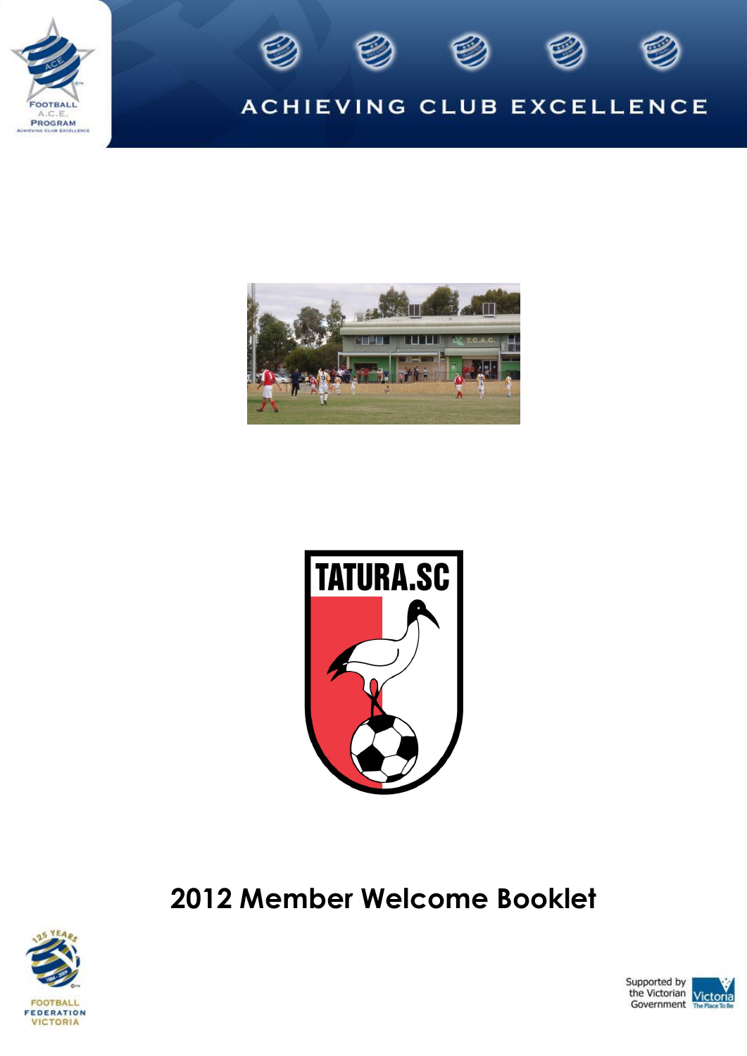ACHIEVING CLUB EXCELLENCE

# 2012 Member Welcome Booklet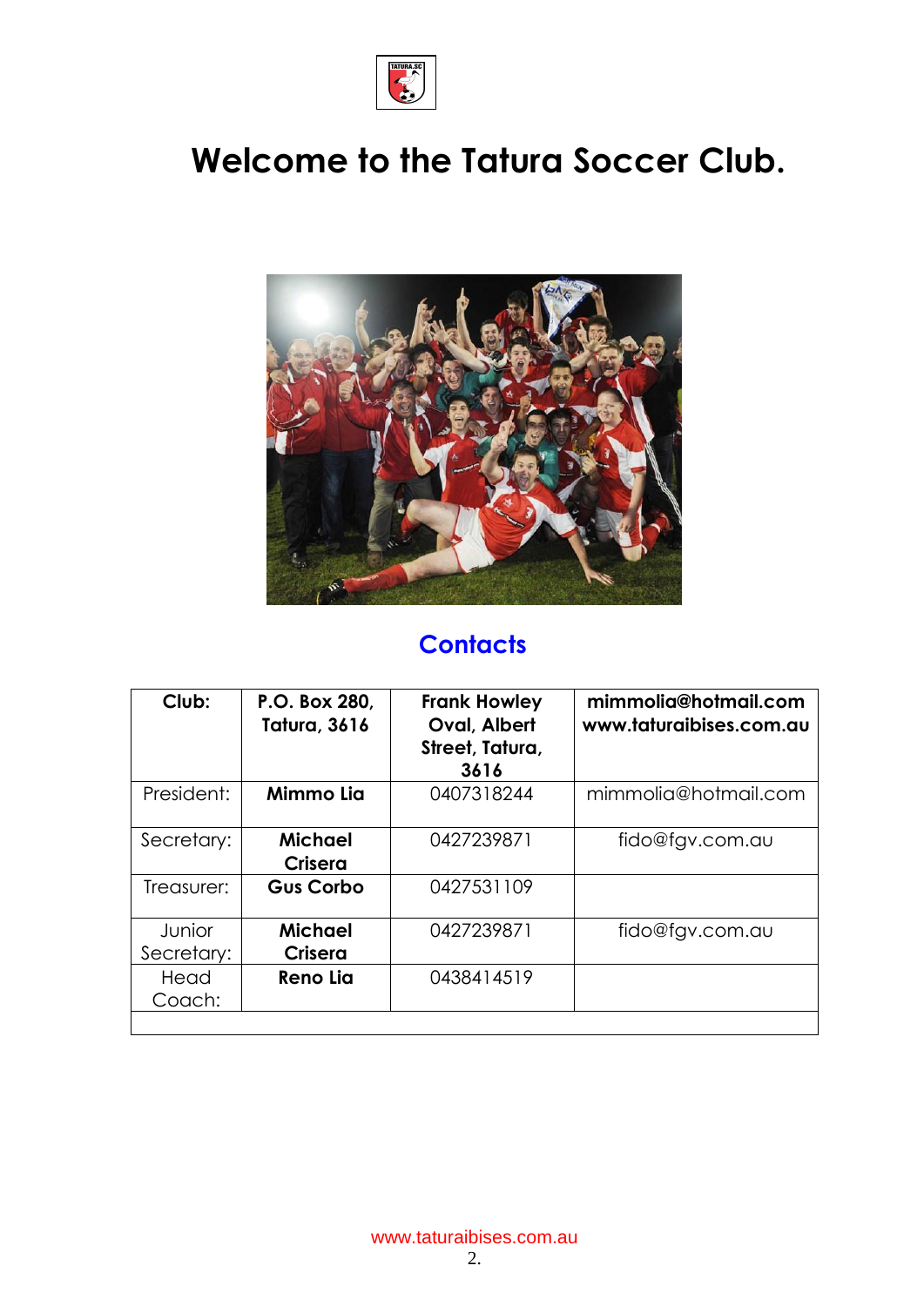# Welcome to the Tatura Soccer Club.

## Contacts

| Club: | P.O. Box 280, Tatura, 3616 | Frank Howley Oval, Albert Street, Tatura, 3616 | mimmolia@hotmail.com www.taturaibises.com.au |
|---|---|---|---|
| President: | **Mimmo Lia** | 0407318244 | mimmolia@hotmail.com |
| Secretary: | **Michael Crisera** | 0427239871 | fido@fgv.com.au |
| Treasurer: | **Gus Corbo** | 0427531109 | |
| Junior Secretary: | **Michael Crisera** | 0427239871 | fido@fgv.com.au |
| Head Coach: | **Reno Lia** | 0438414519 | |
| | | | |

www.taturaibises.com.au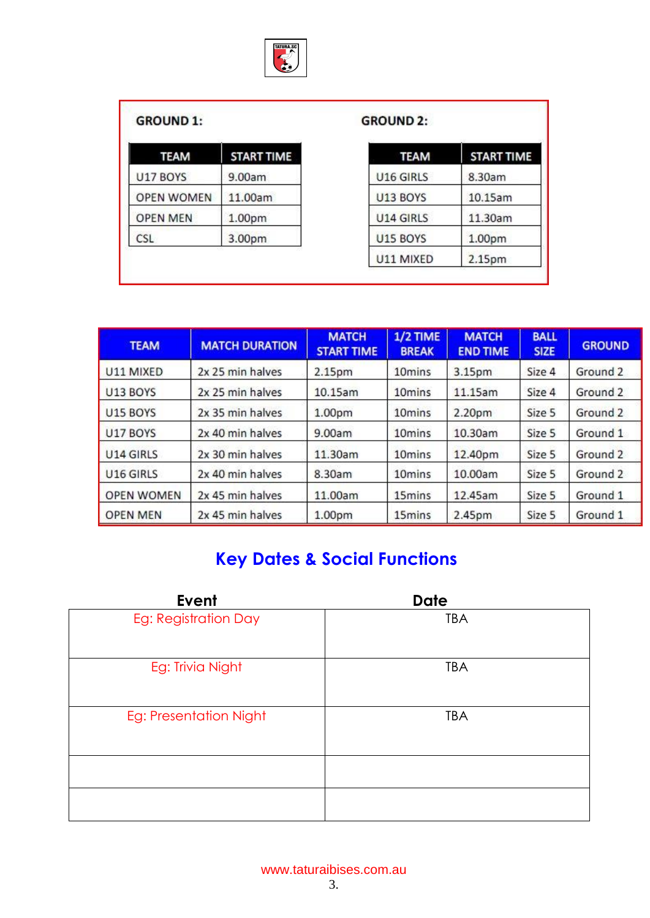**GROUND 1:**

| TEAM | START TIME |
|---|---|
| U17 BOYS | 9.00am |
| OPEN WOMEN | 11.00am |
| OPEN MEN | 1.00pm |
| CSL | 3.00pm |

**GROUND 2:**

| TEAM | START TIME |
|---|---|
| U16 GIRLS | 8.30am |
| U13 BOYS | 10.15am |
| U14 GIRLS | 11.30am |
| U15 BOYS | 1.00pm |
| U11 MIXED | 2.15pm |

| TEAM | MATCH DURATION | MATCH START TIME | 1/2 TIME BREAK | MATCH END TIME | BALL SIZE | GROUND |
|---|---|---|---|---|---|---|
| U11 MIXED | 2x 25 min halves | 2.15pm | 10mins | 3.15pm | Size 4 | Ground 2 |
| U13 BOYS | 2x 25 min halves | 10.15am | 10mins | 11.15am | Size 4 | Ground 2 |
| U15 BOYS | 2x 35 min halves | 1.00pm | 10mins | 2.20pm | Size 5 | Ground 2 |
| U17 BOYS | 2x 40 min halves | 9.00am | 10mins | 10.30am | Size 5 | Ground 1 |
| U14 GIRLS | 2x 30 min halves | 11.30am | 10mins | 12.40pm | Size 5 | Ground 2 |
| U16 GIRLS | 2x 40 min halves | 8.30am | 10mins | 10.00am | Size 5 | Ground 2 |
| OPEN WOMEN | 2x 45 min halves | 11.00am | 15mins | 12.45am | Size 5 | Ground 1 |
| OPEN MEN | 2x 45 min halves | 1.00pm | 15mins | 2.45pm | Size 5 | Ground 1 |

## Key Dates & Social Functions

| Event | Date |
|---|---|
| Eg: Registration Day | TBA |
| Eg: Trivia Night | TBA |
| Eg: Presentation Night | TBA |
| | |
| | |

www.taturaibises.com.au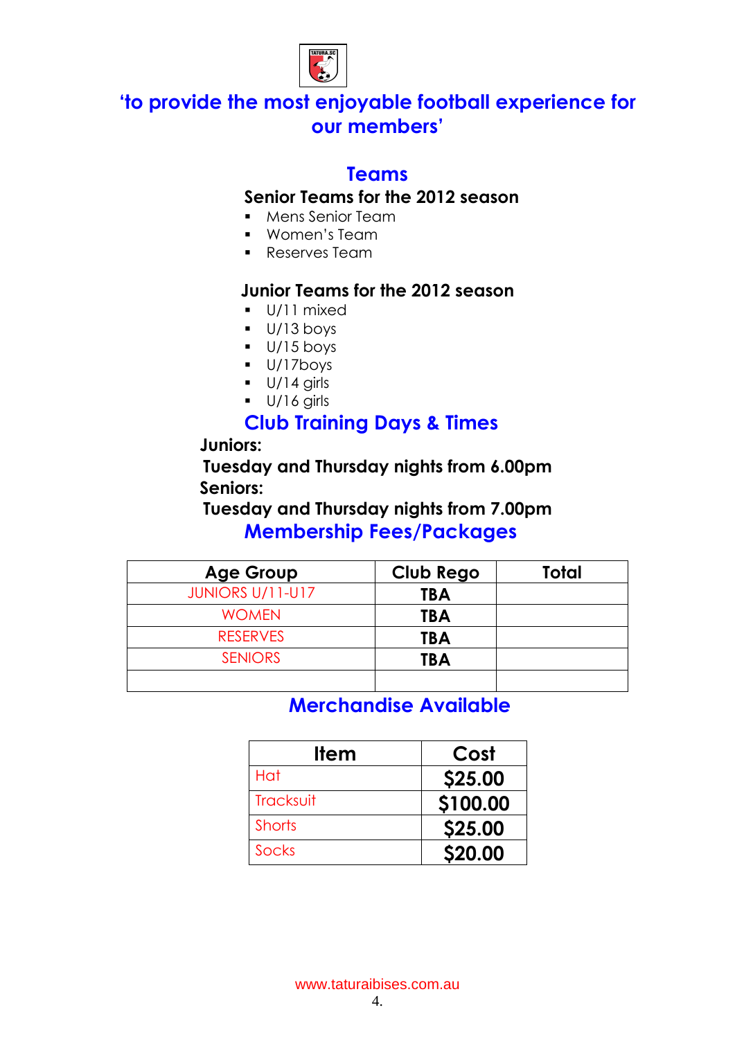## ‘to provide the most enjoyable football experience for our members’

## Teams

### Senior Teams for the 2012 season

- Mens Senior Team
- Women’s Team
- Reserves Team

### Junior Teams for the 2012 season

- U/11 mixed
- U/13 boys
- U/15 boys
- U/17boys
- U/14 girls
- U/16 girls

## Club Training Days & Times

**Juniors:**

**Tuesday and Thursday nights from 6.00pm**

**Seniors:**

**Tuesday and Thursday nights from 7.00pm**

## Membership Fees/Packages

| Age Group | Club Rego | Total |
|---|---|---|
| JUNIORS U/11-U17 | **TBA** | |
| WOMEN | **TBA** | |
| RESERVES | **TBA** | |
| SENIORS | **TBA** | |
| | | |

## Merchandise Available

| Item | Cost |
|---|---|
| Hat | **$25.00** |
| Tracksuit | **$100.00** |
| Shorts | **$25.00** |
| Socks | **$20.00** |

www.taturaibises.com.au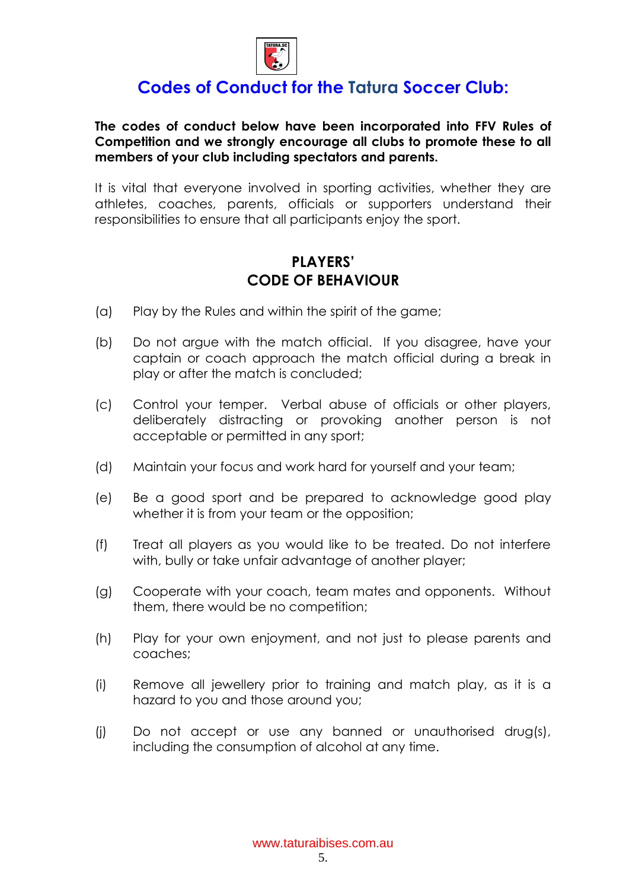## Codes of Conduct for the Tatura Soccer Club:

**The codes of conduct below have been incorporated into FFV Rules of Competition and we strongly encourage all clubs to promote these to all members of your club including spectators and parents.**

It is vital that everyone involved in sporting activities, whether they are athletes, coaches, parents, officials or supporters understand their responsibilities to ensure that all participants enjoy the sport.

### PLAYERS' CODE OF BEHAVIOUR

(a) Play by the Rules and within the spirit of the game;

(b) Do not argue with the match official. If you disagree, have your captain or coach approach the match official during a break in play or after the match is concluded;

(c) Control your temper. Verbal abuse of officials or other players, deliberately distracting or provoking another person is not acceptable or permitted in any sport;

(d) Maintain your focus and work hard for yourself and your team;

(e) Be a good sport and be prepared to acknowledge good play whether it is from your team or the opposition;

(f) Treat all players as you would like to be treated. Do not interfere with, bully or take unfair advantage of another player;

(g) Cooperate with your coach, team mates and opponents. Without them, there would be no competition;

(h) Play for your own enjoyment, and not just to please parents and coaches;

(i) Remove all jewellery prior to training and match play, as it is a hazard to you and those around you;

(j) Do not accept or use any banned or unauthorised drug(s), including the consumption of alcohol at any time.

www.taturaibises.com.au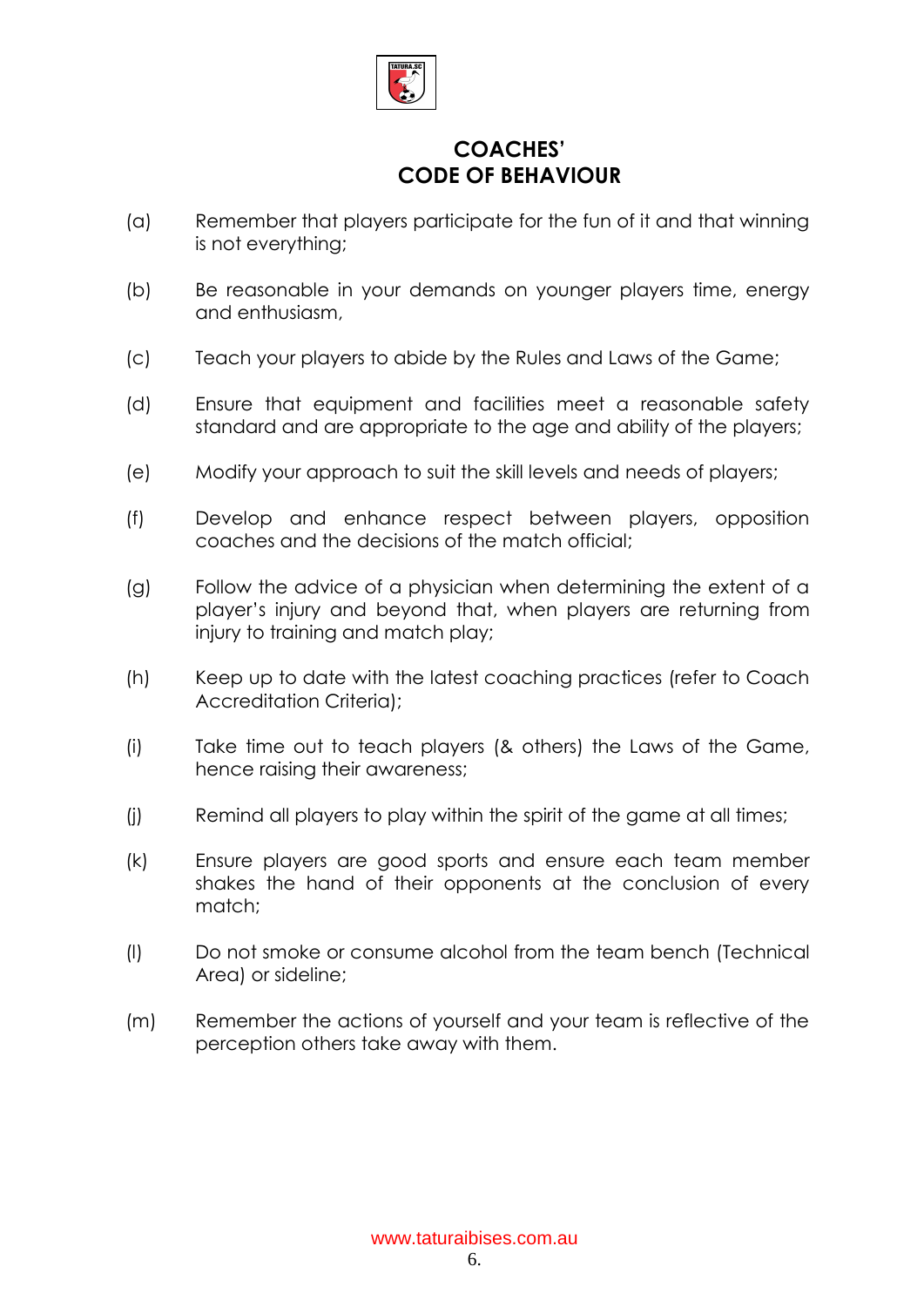# COACHES' CODE OF BEHAVIOUR

(a) Remember that players participate for the fun of it and that winning is not everything;

(b) Be reasonable in your demands on younger players time, energy and enthusiasm,

(c) Teach your players to abide by the Rules and Laws of the Game;

(d) Ensure that equipment and facilities meet a reasonable safety standard and are appropriate to the age and ability of the players;

(e) Modify your approach to suit the skill levels and needs of players;

(f) Develop and enhance respect between players, opposition coaches and the decisions of the match official;

(g) Follow the advice of a physician when determining the extent of a player's injury and beyond that, when players are returning from injury to training and match play;

(h) Keep up to date with the latest coaching practices (refer to Coach Accreditation Criteria);

(i) Take time out to teach players (& others) the Laws of the Game, hence raising their awareness;

(j) Remind all players to play within the spirit of the game at all times;

(k) Ensure players are good sports and ensure each team member shakes the hand of their opponents at the conclusion of every match;

(l) Do not smoke or consume alcohol from the team bench (Technical Area) or sideline;

(m) Remember the actions of yourself and your team is reflective of the perception others take away with them.

www.taturaibises.com.au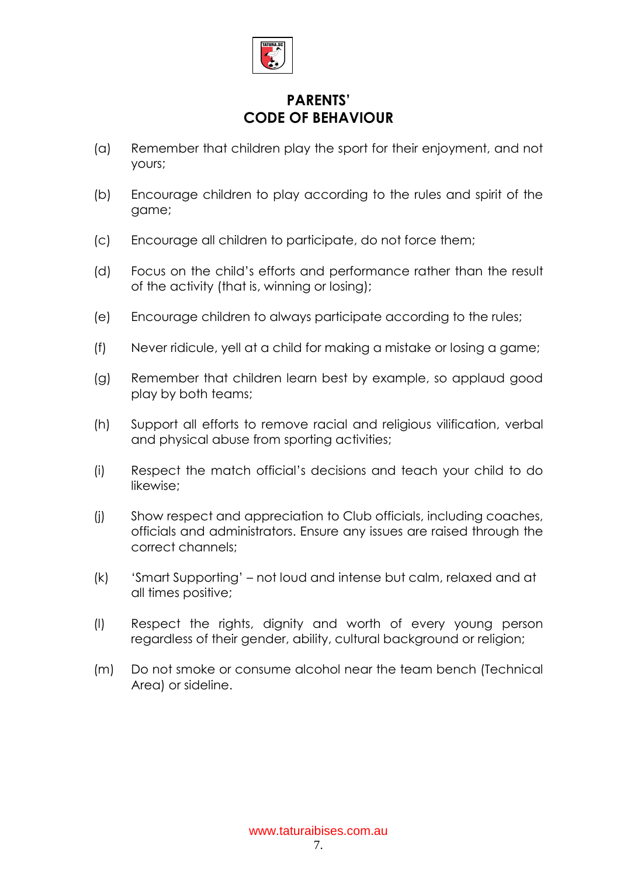# PARENTS' CODE OF BEHAVIOUR

(a) Remember that children play the sport for their enjoyment, and not yours;

(b) Encourage children to play according to the rules and spirit of the game;

(c) Encourage all children to participate, do not force them;

(d) Focus on the child's efforts and performance rather than the result of the activity (that is, winning or losing);

(e) Encourage children to always participate according to the rules;

(f) Never ridicule, yell at a child for making a mistake or losing a game;

(g) Remember that children learn best by example, so applaud good play by both teams;

(h) Support all efforts to remove racial and religious vilification, verbal and physical abuse from sporting activities;

(i) Respect the match official's decisions and teach your child to do likewise;

(j) Show respect and appreciation to Club officials, including coaches, officials and administrators. Ensure any issues are raised through the correct channels;

(k) 'Smart Supporting' – not loud and intense but calm, relaxed and at all times positive;

(l) Respect the rights, dignity and worth of every young person regardless of their gender, ability, cultural background or religion;

(m) Do not smoke or consume alcohol near the team bench (Technical Area) or sideline.

www.taturaibises.com.au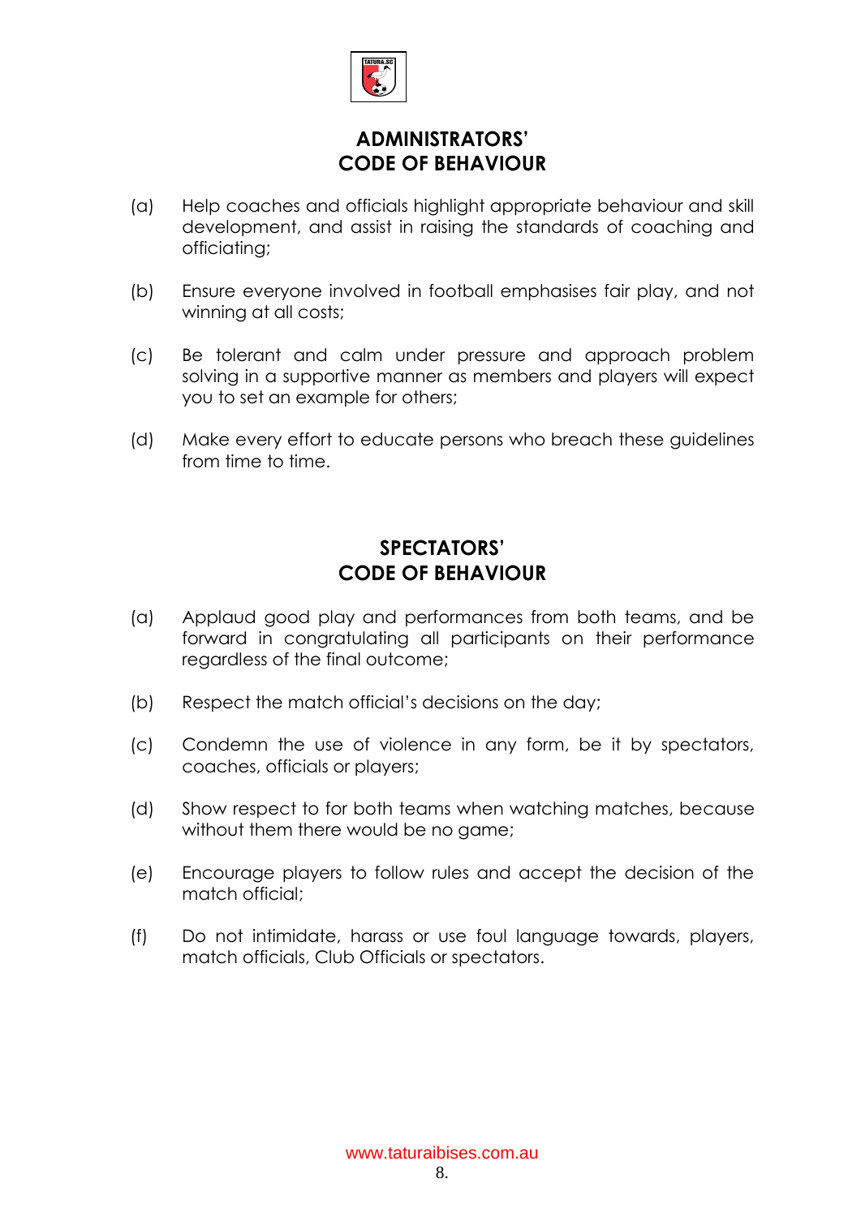## ADMINISTRATORS' CODE OF BEHAVIOUR

(a) Help coaches and officials highlight appropriate behaviour and skill development, and assist in raising the standards of coaching and officiating;

(b) Ensure everyone involved in football emphasises fair play, and not winning at all costs;

(c) Be tolerant and calm under pressure and approach problem solving in a supportive manner as members and players will expect you to set an example for others;

(d) Make every effort to educate persons who breach these guidelines from time to time.

## SPECTATORS' CODE OF BEHAVIOUR

(a) Applaud good play and performances from both teams, and be forward in congratulating all participants on their performance regardless of the final outcome;

(b) Respect the match official's decisions on the day;

(c) Condemn the use of violence in any form, be it by spectators, coaches, officials or players;

(d) Show respect to for both teams when watching matches, because without them there would be no game;

(e) Encourage players to follow rules and accept the decision of the match official;

(f) Do not intimidate, harass or use foul language towards, players, match officials, Club Officials or spectators.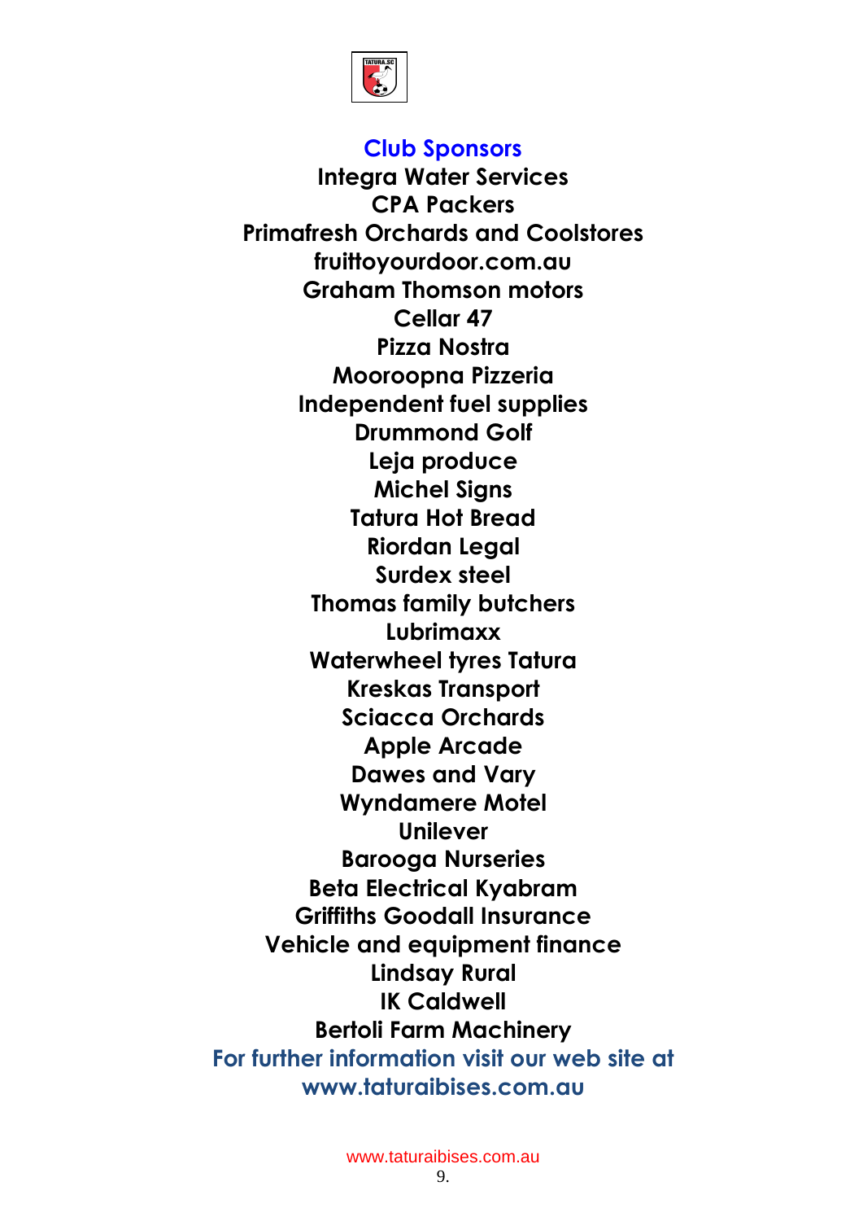## Club Sponsors

**Integra Water Services**
**CPA Packers**
**Primafresh Orchards and Coolstores**
**fruittoyourdoor.com.au**
**Graham Thomson motors**
**Cellar 47**
**Pizza Nostra**
**Mooroopna Pizzeria**
**Independent fuel supplies**
**Drummond Golf**
**Leja produce**
**Michel Signs**
**Tatura Hot Bread**
**Riordan Legal**
**Surdex steel**
**Thomas family butchers**
**Lubrimaxx**
**Waterwheel tyres Tatura**
**Kreskas Transport**
**Sciacca Orchards**
**Apple Arcade**
**Dawes and Vary**
**Wyndamere Motel**
**Unilever**
**Barooga Nurseries**
**Beta Electrical Kyabram**
**Griffiths Goodall Insurance**
**Vehicle and equipment finance**
**Lindsay Rural**
**IK Caldwell**
**Bertoli Farm Machinery**

**For further information visit our web site at www.taturaibises.com.au**